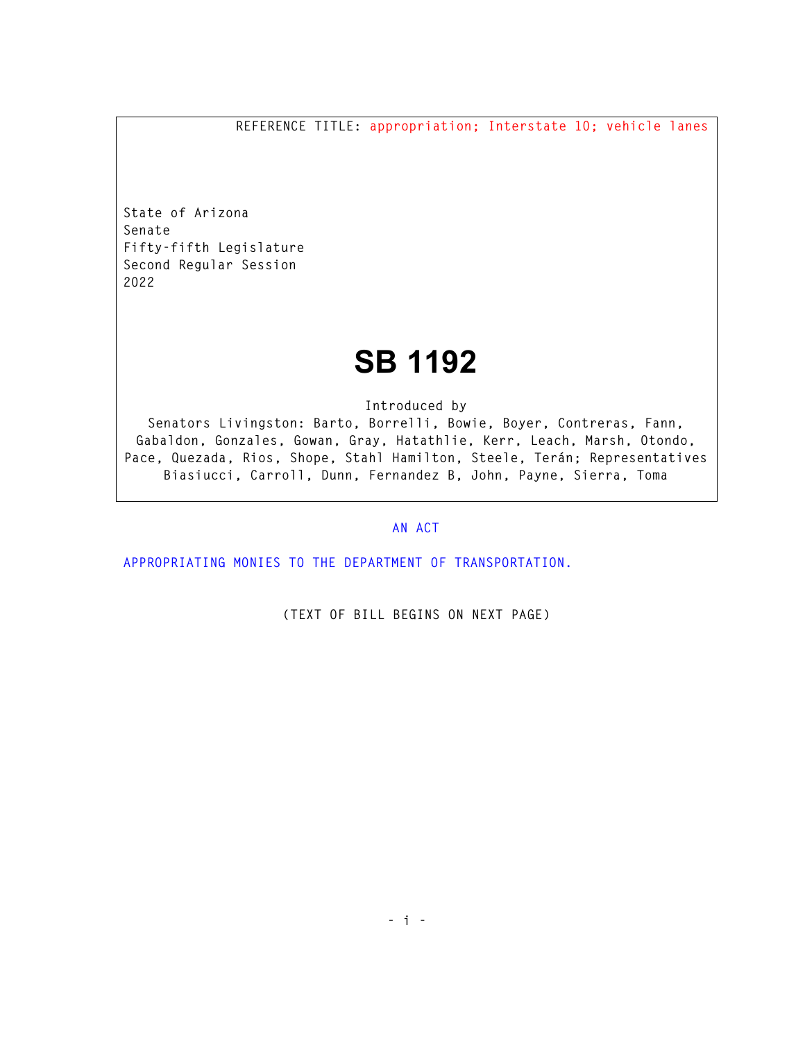REFERENCE TITLE: appropriation; Interstate 10; vehicle lanes

State of Arizona
Senate
Fifty-fifth Legislature
Second Regular Session
2022

# SB 1192

Introduced by
Senators Livingston: Barto, Borrelli, Bowie, Boyer, Contreras, Fann, Gabaldon, Gonzales, Gowan, Gray, Hatathlie, Kerr, Leach, Marsh, Otondo, Pace, Quezada, Rios, Shope, Stahl Hamilton, Steele, Terán; Representatives Biasiucci, Carroll, Dunn, Fernandez B, John, Payne, Sierra, Toma

AN ACT

APPROPRIATING MONIES TO THE DEPARTMENT OF TRANSPORTATION.

(TEXT OF BILL BEGINS ON NEXT PAGE)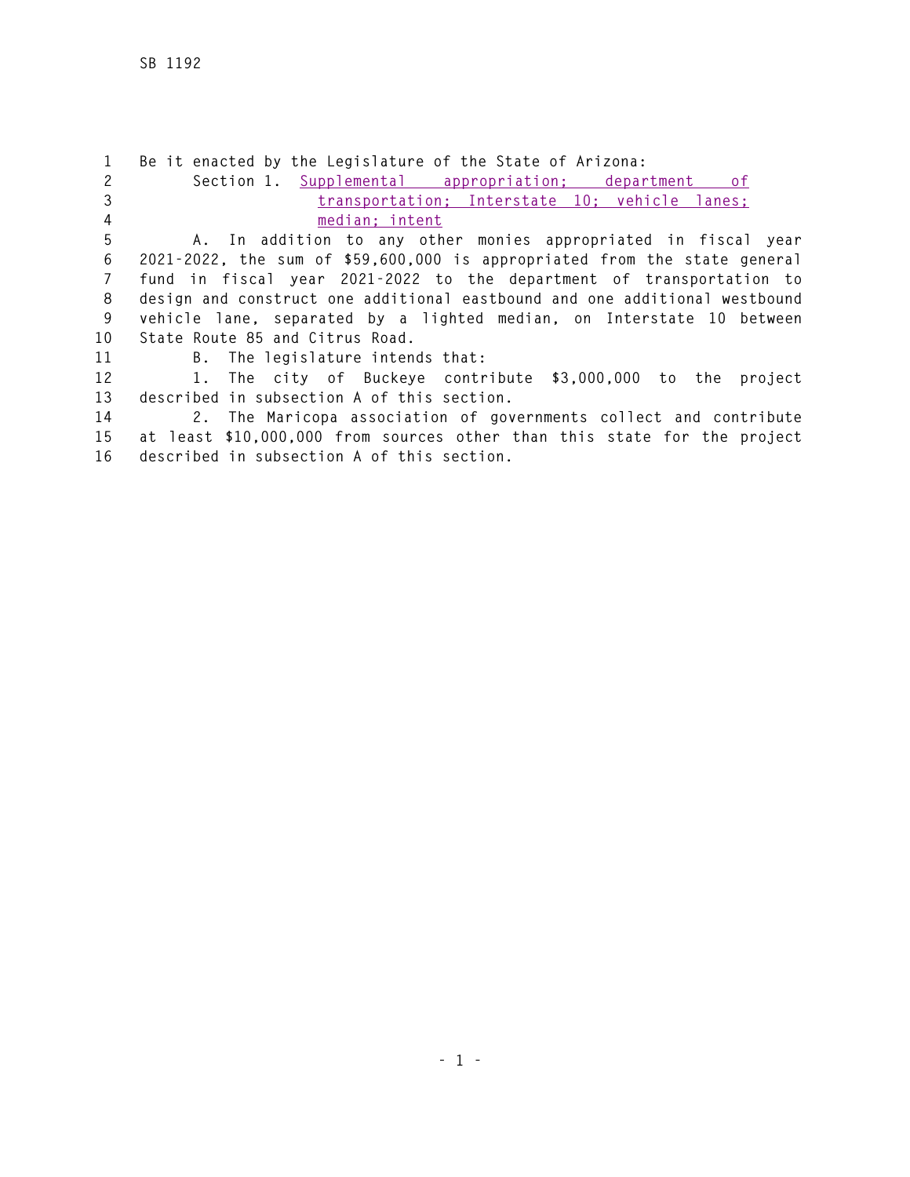Be it enacted by the Legislature of the State of Arizona:

Section 1. Supplemental appropriation; department of transportation; Interstate 10; vehicle lanes; median; intent

A. In addition to any other monies appropriated in fiscal year 2021-2022, the sum of $59,600,000 is appropriated from the state general fund in fiscal year 2021-2022 to the department of transportation to design and construct one additional eastbound and one additional westbound vehicle lane, separated by a lighted median, on Interstate 10 between State Route 85 and Citrus Road.

B. The legislature intends that:

1. The city of Buckeye contribute $3,000,000 to the project described in subsection A of this section.

2. The Maricopa association of governments collect and contribute at least $10,000,000 from sources other than this state for the project described in subsection A of this section.